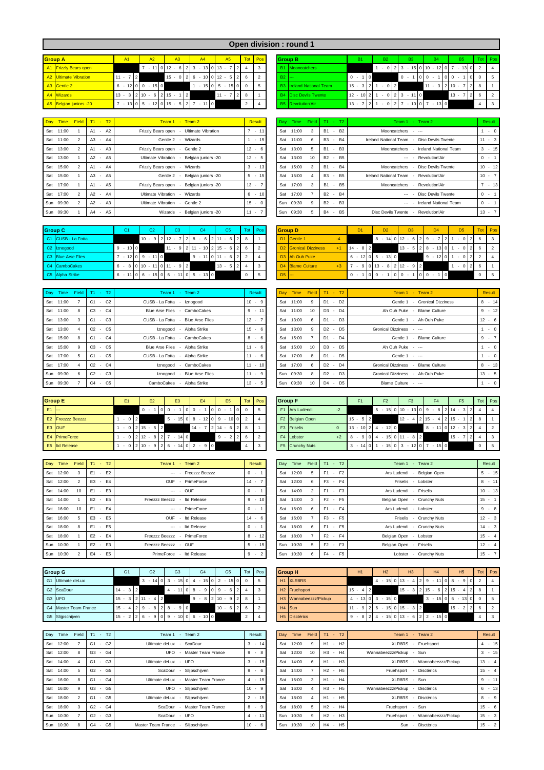# Open division : round 1

## Group A

| | Group A | A1 | A2 | A3 | A4 | A5 | Tot | Pos |
|---|---|---|---|---|---|---|---|---|
| A1 | Frizzly Bears open | | 7 - 11 0 | 12 - 6 2 | 3 - 13 0 | 13 - 7 2 | 4 | 3 |
| A2 | Ultimate Vibration | 11 - 7 2 | | 15 - 0 2 | 6 - 10 0 | 12 - 5 2 | 6 | 2 |
| A3 | Gentle 2 | 6 - 12 0 | 0 - 15 0 | | 1 - 15 0 | 5 - 15 0 | 0 | 5 |
| A4 | Wizards | 13 - 3 2 | 10 - 6 2 | 15 - 1 2 | | 11 - 7 2 | 8 | 1 |
| A5 | Belgian juniors -20 | 7 - 13 0 | 5 - 12 0 | 15 - 5 2 | 7 - 11 0 | | 2 | 4 |

| Day | Time | Field | T1 - T2 | Team 1 - Team 2 | Result |
|---|---|---|---|---|---|
| Sat | 11:00 | 1 | A1 - A2 | Frizzly Bears open - Ultimate Vibration | 7 - 11 |
| Sat | 11:00 | 2 | A3 - A4 | Gentle 2 - Wizards | 1 - 15 |
| Sat | 13:00 | 2 | A1 - A3 | Frizzly Bears open - Gentle 2 | 12 - 6 |
| Sat | 13:00 | 1 | A2 - A5 | Ultimate Vibration - Belgian juniors -20 | 12 - 5 |
| Sat | 15:00 | 2 | A1 - A4 | Frizzly Bears open - Wizards | 3 - 13 |
| Sat | 15:00 | 1 | A3 - A5 | Gentle 2 - Belgian juniors -20 | 5 - 15 |
| Sat | 17:00 | 1 | A1 - A5 | Frizzly Bears open - Belgian juniors -20 | 13 - 7 |
| Sat | 17:00 | 2 | A2 - A4 | Ultimate Vibration - Wizards | 6 - 10 |
| Sun | 09:30 | 2 | A2 - A3 | Ultimate Vibration - Gentle 2 | 15 - 0 |
| Sun | 09:30 | 1 | A4 - A5 | Wizards - Belgian juniors -20 | 11 - 7 |

## Group B

| | Group B | B1 | B2 | B3 | B4 | B5 | Tot | Pos |
|---|---|---|---|---|---|---|---|---|
| B1 | Mooncatchers | | 1 - 0 2 | 3 - 15 0 | 10 - 12 0 | 7 - 13 0 | 2 | 4 |
| B2 | --- | 0 - 1 0 | | 0 - 1 0 | 0 - 1 0 | 0 - 1 0 | 0 | 5 |
| B3 | Ireland National Team | 15 - 3 2 | 1 - 0 2 | | 11 - 3 2 | 10 - 7 2 | 8 | 1 |
| B4 | Disc Devils Twente | 12 - 10 2 | 1 - 0 2 | 3 - 11 0 | | 13 - 7 2 | 6 | 2 |
| B5 | Revolution'Air | 13 - 7 2 | 1 - 0 2 | 7 - 10 0 | 7 - 13 0 | | 4 | 3 |

| Day | Time | Field | T1 - T2 | Team 1 - Team 2 | Result |
|---|---|---|---|---|---|
| Sat | 11:00 | 3 | B1 - B2 | Mooncatchers - --- | 1 - 0 |
| Sat | 11:00 | 6 | B3 - B4 | Ireland National Team - Disc Devils Twente | 11 - 3 |
| Sat | 13:00 | 5 | B1 - B3 | Mooncatchers - Ireland National Team | 3 - 15 |
| Sat | 13:00 | 10 | B2 - B5 | --- - Revolution'Air | 0 - 1 |
| Sat | 15:00 | 3 | B1 - B4 | Mooncatchers - Disc Devils Twente | 10 - 12 |
| Sat | 15:00 | 4 | B3 - B5 | Ireland National Team - Revolution'Air | 10 - 7 |
| Sat | 17:00 | 3 | B1 - B5 | Mooncatchers - Revolution'Air | 7 - 13 |
| Sat | 17:00 | 7 | B2 - B4 | --- - Disc Devils Twente | 0 - 1 |
| Sun | 09:30 | 9 | B2 - B3 | --- - Ireland National Team | 0 - 1 |
| Sun | 09:30 | 5 | B4 - B5 | Disc Devils Twente - Revolution'Air | 13 - 7 |

## Group C

| | Group C | C1 | C2 | C3 | C4 | C5 | Tot | Pos |
|---|---|---|---|---|---|---|---|---|
| C1 | CUSB - La Fotta | | 10 - 9 2 | 12 - 7 2 | 8 - 6 2 | 11 - 6 2 | 8 | 1 |
| C2 | Iznogood | 9 - 10 0 | | 11 - 9 2 | 11 - 10 2 | 15 - 6 2 | 6 | 2 |
| C3 | Blue Arse Flies | 7 - 12 0 | 9 - 11 0 | | 9 - 11 0 | 11 - 6 2 | 2 | 4 |
| C4 | CamboCakes | 6 - 8 0 | 10 - 11 0 | 11 - 9 2 | | 13 - 5 2 | 4 | 3 |
| C5 | Alpha Strike | 6 - 11 0 | 6 - 15 0 | 6 - 11 0 | 5 - 13 0 | | 0 | 5 |

| Day | Time | Field | T1 - T2 | Team 1 - Team 2 | Result |
|---|---|---|---|---|---|
| Sat | 11:00 | 7 | C1 - C2 | CUSB - La Fotta - Iznogood | 10 - 9 |
| Sat | 11:00 | 8 | C3 - C4 | Blue Arse Flies - CamboCakes | 9 - 11 |
| Sat | 13:00 | 3 | C1 - C3 | CUSB - La Fotta - Blue Arse Flies | 12 - 7 |
| Sat | 13:00 | 4 | C2 - C5 | Iznogood - Alpha Strike | 15 - 6 |
| Sat | 15:00 | 8 | C1 - C4 | CUSB - La Fotta - CamboCakes | 8 - 6 |
| Sat | 15:00 | 9 | C3 - C5 | Blue Arse Flies - Alpha Strike | 11 - 6 |
| Sat | 17:00 | 5 | C1 - C5 | CUSB - La Fotta - Alpha Strike | 11 - 6 |
| Sat | 17:00 | 4 | C2 - C4 | Iznogood - CamboCakes | 11 - 10 |
| Sun | 09:30 | 6 | C2 - C3 | Iznogood - Blue Arse Flies | 11 - 9 |
| Sun | 09:30 | 7 | C4 - C5 | CamboCakes - Alpha Strike | 13 - 5 |

## Group D

| | Group D | | D1 | D2 | D3 | D4 | D5 | Tot | Pos |
|---|---|---|---|---|---|---|---|---|---|
| D1 | Gentle 1 | -4 | | 8 - 14 0 | 12 - 6 2 | 9 - 7 2 | 1 - 0 2 | 6 | 3 |
| D2 | Gronical Dizziness | +1 | 14 - 8 2 | | 13 - 5 2 | 8 - 13 0 | 1 - 0 2 | 6 | 2 |
| D3 | Ah Ouh Puke | | 6 - 12 0 | 5 - 13 0 | | 9 - 12 0 | 1 - 0 2 | 2 | 4 |
| D4 | Blame Culture | +3 | 7 - 9 0 | 13 - 8 2 | 12 - 9 2 | | 1 - 0 2 | 6 | 1 |
| D5 | --- | | 0 - 1 0 | 0 - 1 0 | 0 - 1 0 | 0 - 1 0 | | 0 | 5 |

| Day | Time | Field | T1 - T2 | Team 1 - Team 2 | Result |
|---|---|---|---|---|---|
| Sat | 11:00 | 9 | D1 - D2 | Gentle 1 - Gronical Dizziness | 8 - 14 |
| Sat | 11:00 | 10 | D3 - D4 | Ah Ouh Puke - Blame Culture | 9 - 12 |
| Sat | 13:00 | 6 | D1 - D3 | Gentle 1 - Ah Ouh Puke | 12 - 6 |
| Sat | 13:00 | 9 | D2 - D5 | Gronical Dizziness - --- | 1 - 0 |
| Sat | 15:00 | 7 | D1 - D4 | Gentle 1 - Blame Culture | 9 - 7 |
| Sat | 15:00 | 10 | D3 - D5 | Ah Ouh Puke - --- | 1 - 0 |
| Sat | 17:00 | 8 | D1 - D5 | Gentle 1 - --- | 1 - 0 |
| Sat | 17:00 | 6 | D2 - D4 | Gronical Dizziness - Blame Culture | 8 - 13 |
| Sun | 09:30 | 8 | D2 - D3 | Gronical Dizziness - Ah Ouh Puke | 13 - 5 |
| Sun | 09:30 | 10 | D4 - D5 | Blame Culture - --- | 1 - 0 |

## Group E

| | Group E | E1 | E2 | E3 | E4 | E5 | Tot | Pos |
|---|---|---|---|---|---|---|---|---|
| E1 | --- | | 0 - 1 0 | 0 - 1 0 | 0 - 1 0 | 0 - 1 0 | 0 | 5 |
| E2 | Freezzz Beezzz | 1 - 0 2 | | 5 - 15 0 | 8 - 12 0 | 9 - 10 0 | 2 | 4 |
| E3 | OUF | 1 - 0 2 | 15 - 5 2 | | 14 - 7 2 | 14 - 6 2 | 8 | 1 |
| E4 | PrimeForce | 1 - 0 2 | 12 - 8 2 | 7 - 14 0 | | 9 - 2 2 | 6 | 2 |
| E5 | Itd Release | 1 - 0 2 | 10 - 9 2 | 6 - 14 0 | 2 - 9 0 | | 4 | 3 |

| Day | Time | Field | T1 - T2 | Team 1 - Team 2 | Result |
|---|---|---|---|---|---|
| Sat | 12:00 | 3 | E1 - E2 | --- - Freezzz Beezzz | 0 - 1 |
| Sat | 12:00 | 2 | E3 - E4 | OUF - PrimeForce | 14 - 7 |
| Sat | 14:00 | 10 | E1 - E3 | --- - OUF | 0 - 1 |
| Sat | 14:00 | 1 | E2 - E5 | Freezzz Beezzz - Itd Release | 9 - 10 |
| Sat | 16:00 | 10 | E1 - E4 | --- - PrimeForce | 0 - 1 |
| Sat | 16:00 | 5 | E3 - E5 | OUF - Itd Release | 14 - 6 |
| Sat | 18:00 | 8 | E1 - E5 | --- - Itd Release | 0 - 1 |
| Sat | 18:00 | 1 | E2 - E4 | Freezzz Beezzz - PrimeForce | 8 - 12 |
| Sun | 10:30 | 1 | E2 - E3 | Freezzz Beezzz - OUF | 5 - 15 |
| Sun | 10:30 | 2 | E4 - E5 | PrimeForce - Itd Release | 9 - 2 |

## Group F

| | Group F | | F1 | F2 | F3 | F4 | F5 | Tot | Pos |
|---|---|---|---|---|---|---|---|---|---|
| F1 | Ars Ludendi | -2 | | 5 - 15 0 | 10 - 13 0 | 9 - 8 2 | 14 - 3 2 | 4 | 4 |
| F2 | Belgian Open | | 15 - 5 2 | | 12 - 4 2 | 15 - 4 2 | 15 - 1 2 | 8 | 1 |
| F3 | Friselis | 0 | 13 - 10 2 | 4 - 12 0 | | 8 - 11 0 | 12 - 3 2 | 4 | 2 |
| F4 | Lobster | +2 | 8 - 9 0 | 4 - 15 0 | 11 - 8 2 | | 15 - 7 2 | 4 | 3 |
| F5 | Crunchy Nuts | | 3 - 14 0 | 1 - 15 0 | 3 - 12 0 | 7 - 15 0 | | 0 | 5 |

| Day | Time | Field | T1 - T2 | Team 1 - Team 2 | Result |
|---|---|---|---|---|---|
| Sat | 12:00 | 5 | F1 - F2 | Ars Ludendi - Belgian Open | 5 - 15 |
| Sat | 12:00 | 6 | F3 - F4 | Friselis - Lobster | 8 - 11 |
| Sat | 14:00 | 2 | F1 - F3 | Ars Ludendi - Friselis | 10 - 13 |
| Sat | 14:00 | 3 | F2 - F5 | Belgian Open - Crunchy Nuts | 15 - 1 |
| Sat | 16:00 | 6 | F1 - F4 | Ars Ludendi - Lobster | 9 - 8 |
| Sat | 16:00 | 7 | F3 - F5 | Friselis - Crunchy Nuts | 12 - 3 |
| Sat | 18:00 | 6 | F1 - F5 | Ars Ludendi - Crunchy Nuts | 14 - 3 |
| Sat | 18:00 | 7 | F2 - F4 | Belgian Open - Lobster | 15 - 4 |
| Sun | 10:30 | 5 | F2 - F3 | Belgian Open - Friselis | 12 - 4 |
| Sun | 10:30 | 6 | F4 - F5 | Lobster - Crunchy Nuts | 15 - 7 |

## Group G

| | Group G | G1 | G2 | G3 | G4 | G5 | Tot | Pos |
|---|---|---|---|---|---|---|---|---|
| G1 | Ultimate deLux | | 3 - 14 0 | 3 - 15 0 | 4 - 15 0 | 2 - 15 0 | 0 | 5 |
| G2 | ScaDour | 14 - 3 2 | | 4 - 11 0 | 8 - 9 0 | 9 - 6 2 | 4 | 3 |
| G3 | UFO | 15 - 3 2 | 11 - 4 2 | | 9 - 8 2 | 10 - 9 2 | 8 | 1 |
| G4 | Master Team France | 15 - 4 2 | 9 - 8 2 | 8 - 9 0 | | 10 - 6 2 | 6 | 2 |
| G5 | Slijpschijven | 15 - 2 2 | 6 - 9 0 | 9 - 10 0 | 6 - 10 0 | | 2 | 4 |

| Day | Time | Field | T1 - T2 | Team 1 - Team 2 | Result |
|---|---|---|---|---|---|
| Sat | 12:00 | 7 | G1 - G2 | Ultimate deLux - ScaDour | 3 - 14 |
| Sat | 12:00 | 8 | G3 - G4 | UFO - Master Team France | 9 - 8 |
| Sat | 14:00 | 4 | G1 - G3 | Ultimate deLux - UFO | 3 - 15 |
| Sat | 14:00 | 5 | G2 - G5 | ScaDour - Slijpschijven | 9 - 6 |
| Sat | 16:00 | 8 | G1 - G4 | Ultimate deLux - Master Team France | 4 - 15 |
| Sat | 16:00 | 9 | G3 - G5 | UFO - Slijpschijven | 10 - 9 |
| Sat | 18:00 | 2 | G1 - G5 | Ultimate deLux - Slijpschijven | 2 - 15 |
| Sat | 18:00 | 3 | G2 - G4 | ScaDour - Master Team France | 8 - 9 |
| Sun | 10:30 | 7 | G2 - G3 | ScaDour - UFO | 4 - 11 |
| Sun | 10:30 | 8 | G4 - G5 | Master Team France - Slijpschijven | 10 - 6 |

## Group H

| | Group H | H1 | H2 | H3 | H4 | H5 | Tot | Pos |
|---|---|---|---|---|---|---|---|---|
| H1 | XLR8RS | | 4 - 15 0 | 13 - 4 2 | 9 - 11 0 | 8 - 9 0 | 2 | 4 |
| H2 | Fruehsport | 15 - 4 2 | | 15 - 3 2 | 15 - 6 2 | 15 - 4 2 | 8 | 1 |
| H3 | Wannabeezzz/Pickup | 4 - 13 0 | 3 - 15 0 | | 3 - 15 0 | 6 - 13 0 | 0 | 5 |
| H4 | Sun | 11 - 9 2 | 6 - 15 0 | 15 - 3 2 | | 15 - 2 2 | 6 | 2 |
| H5 | Disctèrics | 9 - 8 2 | 4 - 15 0 | 13 - 6 2 | 2 - 15 0 | | 4 | 3 |

| Day | Time | Field | T1 - T2 | Team 1 - Team 2 | Result |
|---|---|---|---|---|---|
| Sat | 12:00 | 9 | H1 - H2 | XLR8RS - Fruehsport | 4 - 15 |
| Sat | 12:00 | 10 | H3 - H4 | Wannabeezzz/Pickup - Sun | 3 - 15 |
| Sat | 14:00 | 6 | H1 - H3 | XLR8RS - Wannabeezzz/Pickup | 13 - 4 |
| Sat | 14:00 | 7 | H2 - H5 | Fruehsport - Disctèrics | 15 - 4 |
| Sat | 16:00 | 3 | H1 - H4 | XLR8RS - Sun | 9 - 11 |
| Sat | 16:00 | 4 | H3 - H5 | Wannabeezzz/Pickup - Disctèrics | 6 - 13 |
| Sat | 18:00 | 4 | H1 - H5 | XLR8RS - Disctèrics | 8 - 9 |
| Sat | 18:00 | 5 | H2 - H4 | Fruehsport - Sun | 15 - 6 |
| Sun | 10:30 | 9 | H2 - H3 | Fruehsport - Wannabeezzz/Pickup | 15 - 3 |
| Sun | 10:30 | 10 | H4 - H5 | Sun - Disctèrics | 15 - 2 |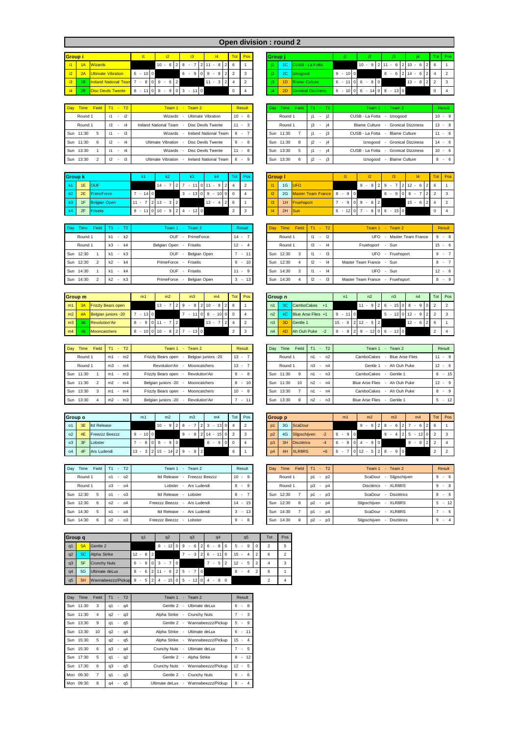# Open division : round 2

## Group i

| | | Group i | i1 | i2 | i3 | i4 | Tot | Pos |
|---|---|---|---|---|---|---|---|---|
| i1 | 1A | Wizards | | 10 - 6 2 | 8 - 7 2 | 11 - 8 2 | 6 | 1 |
| i2 | 2A | Ultimate Vibration | 6 - 10 0 | | 6 - 9 0 | 9 - 8 2 | 2 | 3 |
| i3 | 1B | Ireland National Team | 7 - 8 0 | 9 - 6 2 | | 11 - 3 2 | 4 | 2 |
| i4 | 2B | Disc Devils Twente | 8 - 11 0 | 8 - 9 0 | 3 - 11 0 | | 0 | 4 |

| Day | Time | Field | T1 - T2 | Team 1 - Team 2 | Result |
|---|---|---|---|---|---|
| Round 1 | | | i1 - i2 | Wizards - Ultimate Vibration | 10 - 6 |
| Round 1 | | | i3 - i4 | Ireland National Team - Disc Devils Twente | 11 - 3 |
| Sun | 11:30 | 5 | i1 - i3 | Wizards - Ireland National Team | 8 - 7 |
| Sun | 11:30 | 6 | i2 - i4 | Ultimate Vibration - Disc Devils Twente | 9 - 8 |
| Sun | 13:30 | 1 | i1 - i4 | Wizards - Disc Devils Twente | 11 - 8 |
| Sun | 13:30 | 2 | i2 - i3 | Ultimate Vibration - Ireland National Team | 6 - 9 |

## Group j

| | | Group j | j1 | j2 | j3 | j4 | Tot | Pos |
|---|---|---|---|---|---|---|---|---|
| j1 | 1C | CUSB - La Fotta | | 10 - 9 2 | 11 - 6 2 | 10 - 6 2 | 6 | 1 |
| j2 | 2C | Iznogood | 9 - 10 0 | | 8 - 6 2 | 14 - 6 2 | 4 | 2 |
| j3 | 1D | Blame Culture | 6 - 11 0 | 6 - 8 0 | | 13 - 8 2 | 2 | 3 |
| j4 | 2D | Gronical Dizziness | 6 - 10 0 | 6 - 14 0 | 8 - 13 0 | | 0 | 4 |

| Day | Time | Field | T1 - T2 | Team 1 - Team 2 | Result |
|---|---|---|---|---|---|
| Round 1 | | | j1 - j2 | CUSB - La Fotta - Iznogood | 10 - 9 |
| Round 1 | | | j3 - j4 | Blame Culture - Gronical Dizziness | 13 - 8 |
| Sun | 11:30 | 7 | j1 - j3 | CUSB - La Fotta - Blame Culture | 11 - 6 |
| Sun | 11:30 | 8 | j2 - j4 | Iznogood - Gronical Dizziness | 14 - 6 |
| Sun | 13:30 | 5 | j1 - j4 | CUSB - La Fotta - Gronical Dizziness | 10 - 6 |
| Sun | 13:30 | 6 | j2 - j3 | Iznogood - Blame Culture | 8 - 6 |

## Group k

| | | Group k | k1 | k2 | k3 | k4 | Tot | Pos |
|---|---|---|---|---|---|---|---|---|
| k1 | 1E | OUF | | 14 - 7 2 | 7 - 11 0 | 11 - 9 2 | 4 | 2 |
| k2 | 2E | PrimeForce | 7 - 14 0 | | 3 - 13 0 | 9 - 10 0 | 0 | 4 |
| k3 | 1F | Belgian Open | 11 - 7 2 | 13 - 3 2 | | 12 - 4 2 | 6 | 1 |
| k4 | 2F | Friselis | 9 - 11 0 | 10 - 9 2 | 4 - 12 0 | | 2 | 3 |

| Day | Time | Field | T1 - T2 | Team 1 - Team 2 | Result |
|---|---|---|---|---|---|
| Round 1 | | | k1 - k2 | OUF - PrimeForce | 14 - 7 |
| Round 1 | | | k3 - k4 | Belgian Open - Friselis | 12 - 4 |
| Sun | 12:30 | 1 | k1 - k3 | OUF - Belgian Open | 7 - 11 |
| Sun | 12:30 | 2 | k2 - k4 | PrimeForce - Friselis | 9 - 10 |
| Sun | 14:30 | 1 | k1 - k4 | OUF - Friselis | 11 - 9 |
| Sun | 14:30 | 2 | k2 - k3 | PrimeForce - Belgian Open | 3 - 13 |

## Group l

| | | Group l | l1 | l2 | l3 | l4 | Tot | Pos |
|---|---|---|---|---|---|---|---|---|
| l1 | 1G | UFO | | 9 - 8 2 | 9 - 7 2 | 12 - 6 2 | 6 | 1 |
| l2 | 2G | Master Team France | 8 - 9 0 | | 8 - 9 0 | 8 - 7 2 | 2 | 3 |
| l3 | 1H | Fruehsport | 7 - 9 0 | 9 - 8 2 | | 15 - 6 2 | 4 | 2 |
| l4 | 2H | Sun | 6 - 12 0 | 7 - 8 0 | 6 - 15 0 | | 0 | 4 |

| Day | Time | Field | T1 - T2 | Team 1 - Team 2 | Result |
|---|---|---|---|---|---|
| Round 1 | | | l1 - l2 | UFO - Master Team France | 9 - 8 |
| Round 1 | | | l3 - l4 | Fruehsport - Sun | 15 - 6 |
| Sun | 12:30 | 3 | l1 - l3 | UFO - Fruehsport | 9 - 7 |
| Sun | 12:30 | 4 | l2 - l4 | Master Team France - Sun | 8 - 7 |
| Sun | 14:30 | 3 | l1 - l4 | UFO - Sun | 12 - 6 |
| Sun | 14:30 | 4 | l2 - l3 | Master Team France - Fruehsport | 8 - 9 |

## Group m

| | | Group m | m1 | m2 | m3 | m4 | Tot | Pos |
|---|---|---|---|---|---|---|---|---|
| m1 | 3A | Frizzly Bears open | | 13 - 7 2 | 9 - 8 2 | 10 - 8 2 | 6 | 1 |
| m2 | 4A | Belgian juniors -20 | 7 - 13 0 | | 7 - 11 0 | 8 - 10 0 | 0 | 4 |
| m3 | 3B | Revolution'Air | 8 - 9 0 | 11 - 7 2 | | 13 - 7 2 | 4 | 2 |
| m4 | 4B | Mooncatchers | 8 - 10 0 | 10 - 8 2 | 7 - 13 0 | | 2 | 3 |

| Day | Time | Field | T1 - T2 | Team 1 - Team 2 | Result |
|---|---|---|---|---|---|
| Round 1 | | | m1 - m2 | Frizzly Bears open - Belgian juniors -20 | 13 - 7 |
| Round 1 | | | m3 - m4 | Revolution'Air - Mooncatchers | 13 - 7 |
| Sun | 11:30 | 1 | m1 - m3 | Frizzly Bears open - Revolution'Air | 9 - 8 |
| Sun | 11:30 | 2 | m2 - m4 | Belgian juniors -20 - Mooncatchers | 8 - 10 |
| Sun | 13:30 | 3 | m1 - m4 | Frizzly Bears open - Mooncatchers | 10 - 8 |
| Sun | 13:30 | 4 | m2 - m3 | Belgian juniors -20 - Revolution'Air | 7 - 11 |

## Group n

| | | Group n | | n1 | n2 | n3 | n4 | Tot | Pos |
|---|---|---|---|---|---|---|---|---|---|
| n1 | 3C | CamboCakes | +1 | | 11 - 9 2 | 6 - 15 0 | 8 - 9 0 | 2 | 2 |
| n2 | 4C | Blue Arse Flies | +1 | 9 - 11 0 | | 5 - 12 0 | 12 - 9 2 | 2 | 3 |
| n3 | 3D | Gentle 1 | | 15 - 6 2 | 12 - 5 2 | | 12 - 6 2 | 6 | 1 |
| n4 | 4D | Ah Ouh Puke | -2 | 9 - 8 2 | 9 - 12 0 | 6 - 12 0 | | 2 | 4 |

| Day | Time | Field | T1 - T2 | Team 1 - Team 2 | Result |
|---|---|---|---|---|---|
| Round 1 | | | n1 - n2 | CamboCakes - Blue Arse Flies | 11 - 9 |
| Round 1 | | | n3 - n4 | Gentle 1 - Ah Ouh Puke | 12 - 6 |
| Sun | 11:30 | 9 | n1 - n3 | CamboCakes - Gentle 1 | 6 - 15 |
| Sun | 11:30 | 10 | n2 - n4 | Blue Arse Flies - Ah Ouh Puke | 12 - 9 |
| Sun | 13:30 | 7 | n1 - n4 | CamboCakes - Ah Ouh Puke | 8 - 9 |
| Sun | 13:30 | 8 | n2 - n3 | Blue Arse Flies - Gentle 1 | 5 - 12 |

## Group o

| | | Group o | m1 | m2 | m3 | m4 | Tot | Pos |
|---|---|---|---|---|---|---|---|---|
| o1 | 3E | Itd Release | | 10 - 9 2 | 8 - 7 2 | 3 - 13 0 | 4 | 2 |
| o2 | 4E | Freezzz Beezzz | 9 - 10 0 | | 9 - 8 2 | 14 - 15 0 | 2 | 3 |
| o3 | 3F | Lobster | 7 - 8 0 | 8 - 9 0 | | 8 - 9 0 | 0 | 4 |
| o4 | 4F | Ars Ludendi | 13 - 3 2 | 15 - 14 2 | 9 - 8 2 | | 6 | 1 |

| Day | Time | Field | T1 - T2 | Team 1 - Team 2 | Result |
|---|---|---|---|---|---|
| Round 1 | | | o1 - o2 | Itd Release - Freezzz Beezzz | 10 - 9 |
| Round 1 | | | o3 - o4 | Lobster - Ars Ludendi | 8 - 9 |
| Sun | 12:30 | 5 | o1 - o3 | Itd Release - Lobster | 8 - 7 |
| Sun | 12:30 | 6 | o2 - o4 | Freezzz Beezzz - Ars Ludendi | 14 - 15 |
| Sun | 14:30 | 5 | o1 - o4 | Itd Release - Ars Ludendi | 3 - 13 |
| Sun | 14:30 | 6 | o2 - o3 | Freezzz Beezzz - Lobster | 9 - 8 |

## Group p

| | | Group p | | m1 | m2 | m3 | m4 | Tot | Pos |
|---|---|---|---|---|---|---|---|---|---|
| p1 | 3G | ScaDour | | | 9 - 6 2 | 8 - 6 2 | 7 - 6 2 | 6 | 1 |
| p2 | 4G | Slijpschijven | -2 | 6 - 9 0 | | 9 - 4 2 | 5 - 12 0 | 2 | 3 |
| p3 | 3H | Disctèrics | -4 | 6 - 8 0 | 4 - 9 0 | | 9 - 8 2 | 2 | 4 |
| p4 | 4H | XLR8RS | +6 | 6 - 7 0 | 12 - 5 2 | 8 - 9 0 | | 2 | 2 |

| Day | Time | Field | T1 - T2 | Team 1 - Team 2 | Result |
|---|---|---|---|---|---|
| Round 1 | | | p1 - p2 | ScaDour - Slijpschijven | 9 - 6 |
| Round 1 | | | p3 - p4 | Disctèrics - XLR8RS | 9 - 8 |
| Sun | 12:30 | 7 | p1 - p3 | ScaDour - Disctèrics | 8 - 6 |
| Sun | 12:30 | 8 | p2 - p4 | Slijpschijven - XLR8RS | 5 - 12 |
| Sun | 14:30 | 7 | p1 - p4 | ScaDour - XLR8RS | 7 - 6 |
| Sun | 14:30 | 8 | p2 - p3 | Slijpschijven - Disctèrics | 9 - 4 |

## Group q

| | | Group q | q1 | q2 | q3 | q4 | q5 | Tot | Pos |
|---|---|---|---|---|---|---|---|---|---|
| q1 | 5A | Gentle 2 | | 8 - 12 0 | 9 - 6 2 | 6 - 8 0 | 5 - 9 0 | 2 | 5 |
| q2 | 5C | Alpha Strike | 12 - 8 2 | | 7 - 3 2 | 6 - 11 0 | 15 - 4 2 | 6 | 2 |
| q3 | 5F | Crunchy Nuts | 6 - 9 0 | 3 - 7 0 | | 7 - 5 2 | 12 - 5 2 | 4 | 3 |
| q4 | 5G | Ultimate deLux | 8 - 6 2 | 11 - 6 2 | 5 - 7 0 | | 8 - 4 2 | 6 | 1 |
| q5 | 5H | Wannabeezzz/Pickup | 9 - 5 2 | 4 - 15 0 | 5 - 12 0 | 4 - 8 0 | | 2 | 4 |

| Day | Time | Field | T1 - T2 | Team 1 - Team 2 | Result |
|---|---|---|---|---|---|
| Sun | 11:30 | 3 | q1 - q4 | Gentle 2 - Ultimate deLux | 6 - 8 |
| Sun | 11:30 | 4 | q2 - q3 | Alpha Strike - Crunchy Nuts | 7 - 3 |
| Sun | 13:30 | 9 | q1 - q5 | Gentle 2 - Wannabeezzz/Pickup | 5 - 9 |
| Sun | 13:30 | 10 | q2 - q4 | Alpha Strike - Ultimate deLux | 6 - 11 |
| Sun | 15:30 | 5 | q2 - q5 | Alpha Strike - Wannabeezzz/Pickup | 15 - 4 |
| Sun | 15:30 | 6 | q3 - q4 | Crunchy Nuts - Ultimate deLux | 7 - 5 |
| Sun | 17:30 | 5 | q1 - q2 | Gentle 2 - Alpha Strike | 8 - 12 |
| Sun | 17:30 | 6 | q3 - q5 | Crunchy Nuts - Wannabeezzz/Pickup | 12 - 5 |
| Mon | 09:30 | 7 | q1 - q3 | Gentle 2 - Crunchy Nuts | 9 - 6 |
| Mon | 09:30 | 8 | q4 - q5 | Ultimate deLux - Wannabeezzz/Pickup | 8 - 4 |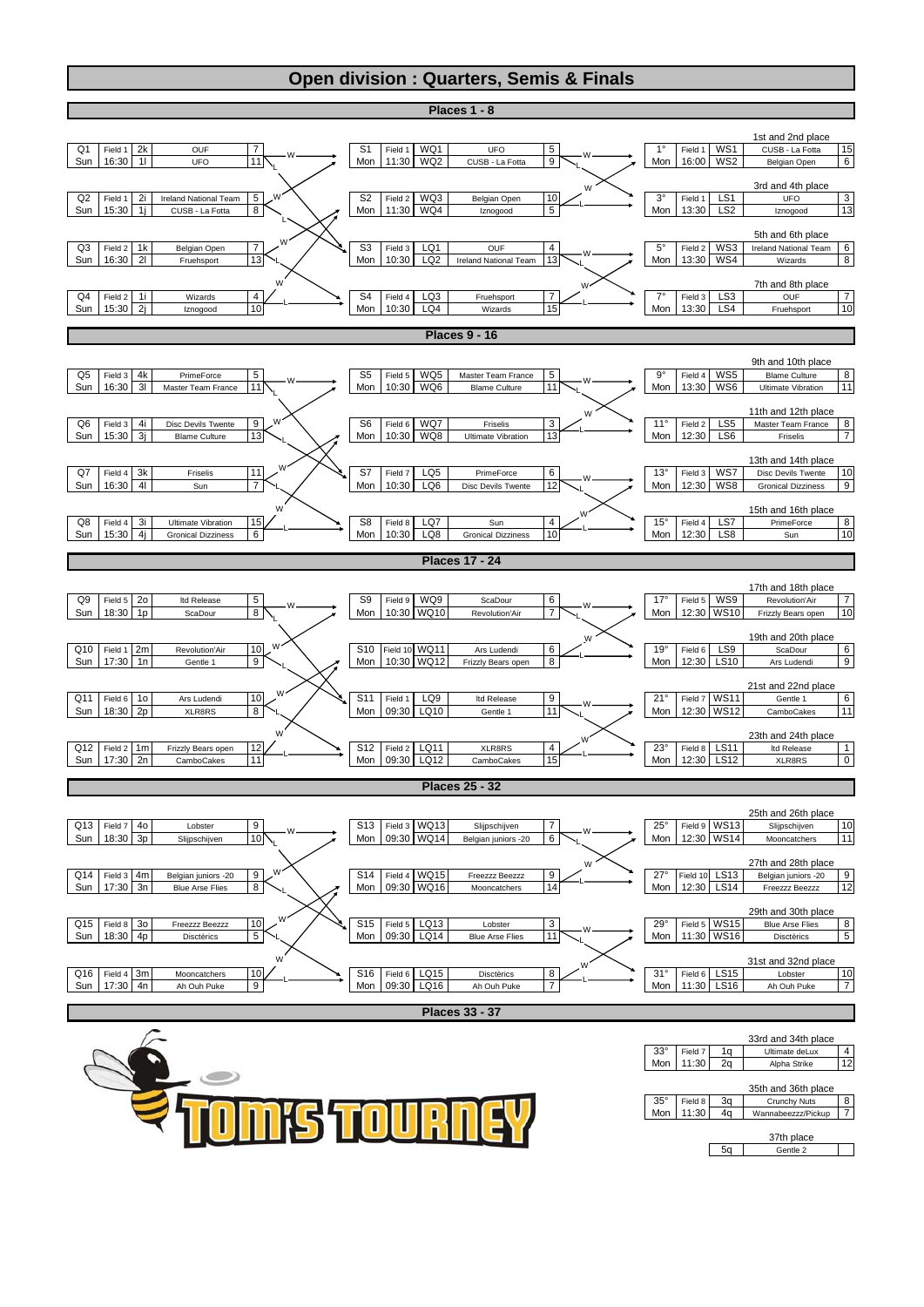# Open division : Quarters, Semis & Finals

## Places 1 - 8

| Game | Field / Time | Seed | Team | Score |
|---|---|---|---|---|
| Q1 | Field 1 | 2k | OUF | 7 |
| Sun | 16:30 | 1l | UFO | 11 |
| Q2 | Field 1 | 2i | Ireland National Team | 5 |
| Sun | 15:30 | 1j | CUSB - La Fotta | 8 |
| Q3 | Field 2 | 1k | Belgian Open | 7 |
| Sun | 16:30 | 2l | Fruehsport | 13 |
| Q4 | Field 2 | 1i | Wizards | 4 |
| Sun | 15:30 | 2j | Iznogood | 10 |

| Game | Field / Time | Slot | Team | Score |
|---|---|---|---|---|
| S1 | Field 1 | WQ1 | UFO | 5 |
| Mon | 11:30 | WQ2 | CUSB - La Fotta | 9 |
| S2 | Field 2 | WQ3 | Belgian Open | 10 |
| Mon | 11:30 | WQ4 | Iznogood | 5 |
| S3 | Field 3 | LQ1 | OUF | 4 |
| Mon | 10:30 | LQ2 | Ireland National Team | 13 |
| S4 | Field 4 | LQ3 | Fruehsport | 7 |
| Mon | 10:30 | LQ4 | Wizards | 15 |

| Place | Field / Time | Slot | Team | Score |
|---|---|---|---|---|
| 1st and 2nd place | | | | |
| 1° | Field 1 | WS1 | CUSB - La Fotta | 15 |
| Mon | 16:00 | WS2 | Belgian Open | 6 |
| 3rd and 4th place | | | | |
| 3° | Field 1 | LS1 | UFO | 3 |
| Mon | 13:30 | LS2 | Iznogood | 13 |
| 5th and 6th place | | | | |
| 5° | Field 2 | WS3 | Ireland National Team | 6 |
| Mon | 13:30 | WS4 | Wizards | 8 |
| 7th and 8th place | | | | |
| 7° | Field 3 | LS3 | OUF | 7 |
| Mon | 13:30 | LS4 | Fruehsport | 10 |

## Places 9 - 16

| Game | Field / Time | Seed | Team | Score |
|---|---|---|---|---|
| Q5 | Field 3 | 4k | PrimeForce | 5 |
| Sun | 16:30 | 3l | Master Team France | 11 |
| Q6 | Field 3 | 4i | Disc Devils Twente | 9 |
| Sun | 15:30 | 3j | Blame Culture | 13 |
| Q7 | Field 4 | 3k | Friselis | 11 |
| Sun | 16:30 | 4l | Sun | 7 |
| Q8 | Field 4 | 3i | Ultimate Vibration | 15 |
| Sun | 15:30 | 4j | Gronical Dizziness | 6 |

| Game | Field / Time | Slot | Team | Score |
|---|---|---|---|---|
| S5 | Field 5 | WQ5 | Master Team France | 5 |
| Mon | 10:30 | WQ6 | Blame Culture | 11 |
| S6 | Field 6 | WQ7 | Friselis | 3 |
| Mon | 10:30 | WQ8 | Ultimate Vibration | 13 |
| S7 | Field 7 | LQ5 | PrimeForce | 6 |
| Mon | 10:30 | LQ6 | Disc Devils Twente | 12 |
| S8 | Field 8 | LQ7 | Sun | 4 |
| Mon | 10:30 | LQ8 | Gronical Dizziness | 10 |

| Place | Field / Time | Slot | Team | Score |
|---|---|---|---|---|
| 9th and 10th place | | | | |
| 9° | Field 4 | WS5 | Blame Culture | 8 |
| Mon | 13:30 | WS6 | Ultimate Vibration | 11 |
| 11th and 12th place | | | | |
| 11° | Field 2 | LS5 | Master Team France | 8 |
| Mon | 12:30 | LS6 | Friselis | 7 |
| 13th and 14th place | | | | |
| 13° | Field 3 | WS7 | Disc Devils Twente | 10 |
| Mon | 12:30 | WS8 | Gronical Dizziness | 9 |
| 15th and 16th place | | | | |
| 15° | Field 4 | LS7 | PrimeForce | 8 |
| Mon | 12:30 | LS8 | Sun | 10 |

## Places 17 - 24

| Game | Field / Time | Seed | Team | Score |
|---|---|---|---|---|
| Q9 | Field 5 | 2o | ltd Release | 5 |
| Sun | 18:30 | 1p | ScaDour | 8 |
| Q10 | Field 1 | 2m | Revolution'Air | 10 |
| Sun | 17:30 | 1n | Gentle 1 | 9 |
| Q11 | Field 6 | 1o | Ars Ludendi | 10 |
| Sun | 18:30 | 2p | XLR8RS | 8 |
| Q12 | Field 2 | 1m | Frizzly Bears open | 12 |
| Sun | 17:30 | 2n | CamboCakes | 11 |

| Game | Field / Time | Slot | Team | Score |
|---|---|---|---|---|
| S9 | Field 9 | WQ9 | ScaDour | 6 |
| Mon | 10:30 | WQ10 | Revolution'Air | 7 |
| S10 | Field 10 | WQ11 | Ars Ludendi | 6 |
| Mon | 10:30 | WQ12 | Frizzly Bears open | 8 |
| S11 | Field 1 | LQ9 | ltd Release | 9 |
| Mon | 09:30 | LQ10 | Gentle 1 | 11 |
| S12 | Field 2 | LQ11 | XLR8RS | 4 |
| Mon | 09:30 | LQ12 | CamboCakes | 15 |

| Place | Field / Time | Slot | Team | Score |
|---|---|---|---|---|
| 17th and 18th place | | | | |
| 17° | Field 5 | WS9 | Revolution'Air | 7 |
| Mon | 12:30 | WS10 | Frizzly Bears open | 10 |
| 19th and 20th place | | | | |
| 19° | Field 6 | LS9 | ScaDour | 6 |
| Mon | 12:30 | LS10 | Ars Ludendi | 9 |
| 21st and 22nd place | | | | |
| 21° | Field 7 | WS11 | Gentle 1 | 6 |
| Mon | 12:30 | WS12 | CamboCakes | 11 |
| 23th and 24th place | | | | |
| 23° | Field 8 | LS11 | ltd Release | 1 |
| Mon | 12:30 | LS12 | XLR8RS | 0 |

## Places 25 - 32

| Game | Field / Time | Seed | Team | Score |
|---|---|---|---|---|
| Q13 | Field 7 | 4o | Lobster | 9 |
| Sun | 18:30 | 3p | Slijpschijven | 10 |
| Q14 | Field 3 | 4m | Belgian juniors -20 | 9 |
| Sun | 17:30 | 3n | Blue Arse Flies | 8 |
| Q15 | Field 8 | 3o | Freezzz Beezzz | 10 |
| Sun | 18:30 | 4p | Disctèrics | 5 |
| Q16 | Field 4 | 3m | Mooncatchers | 10 |
| Sun | 17:30 | 4n | Ah Ouh Puke | 9 |

| Game | Field / Time | Slot | Team | Score |
|---|---|---|---|---|
| S13 | Field 3 | WQ13 | Slijpschijven | 7 |
| Mon | 09:30 | WQ14 | Belgian juniors -20 | 6 |
| S14 | Field 4 | WQ15 | Freezzz Beezzz | 9 |
| Mon | 09:30 | WQ16 | Mooncatchers | 14 |
| S15 | Field 5 | LQ13 | Lobster | 3 |
| Mon | 09:30 | LQ14 | Blue Arse Flies | 11 |
| S16 | Field 6 | LQ15 | Disctèrics | 8 |
| Mon | 09:30 | LQ16 | Ah Ouh Puke | 7 |

| Place | Field / Time | Slot | Team | Score |
|---|---|---|---|---|
| 25th and 26th place | | | | |
| 25° | Field 9 | WS13 | Slijpschijven | 10 |
| Mon | 12:30 | WS14 | Mooncatchers | 11 |
| 27th and 28th place | | | | |
| 27° | Field 10 | LS13 | Belgian juniors -20 | 9 |
| Mon | 12:30 | LS14 | Freezzz Beezzz | 12 |
| 29th and 30th place | | | | |
| 29° | Field 5 | WS15 | Blue Arse Flies | 8 |
| Mon | 11:30 | WS16 | Disctèrics | 5 |
| 31st and 32nd place | | | | |
| 31° | Field 6 | LS15 | Lobster | 10 |
| Mon | 11:30 | LS16 | Ah Ouh Puke | 7 |

## Places 33 - 37

| Place | Field / Time | Seed | Team | Score |
|---|---|---|---|---|
| 33rd and 34th place | | | | |
| 33° | Field 7 | 1q | Ultimate deLux | 4 |
| Mon | 11:30 | 2q | Alpha Strike | 12 |
| 35th and 36th place | | | | |
| 35° | Field 8 | 3q | Crunchy Nuts | 8 |
| Mon | 11:30 | 4q | Wannabeezzz/Pickup | 7 |
| 37th place | | | | |
| | | 5q | Gentle 2 | |

TOM'S TOURNEY